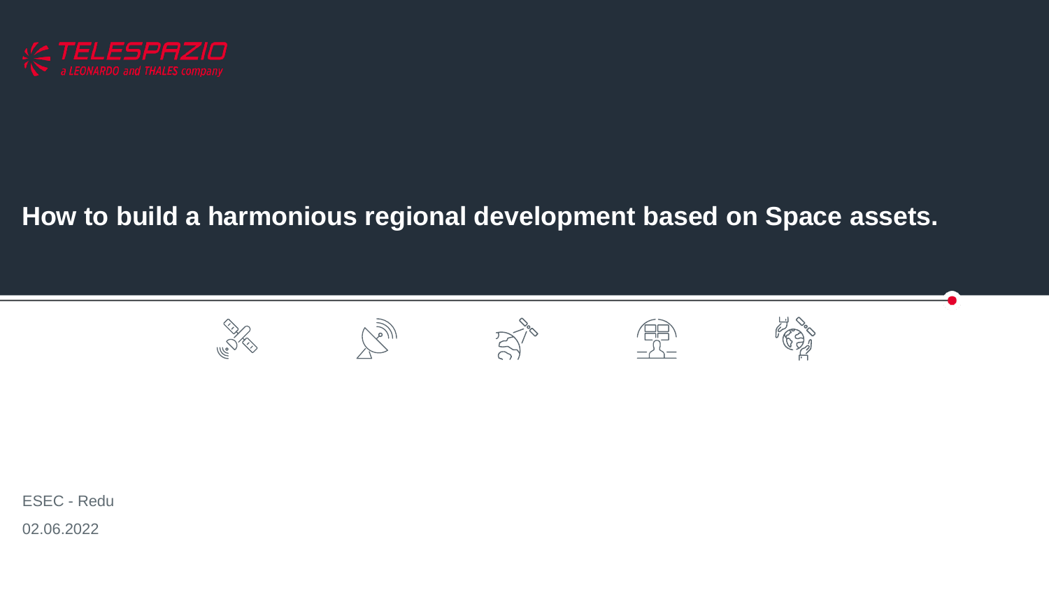TELESPAZIO
a LEONARDO and THALES company

# How to build a harmonious regional development based on Space assets.

ESEC - Redu

02.06.2022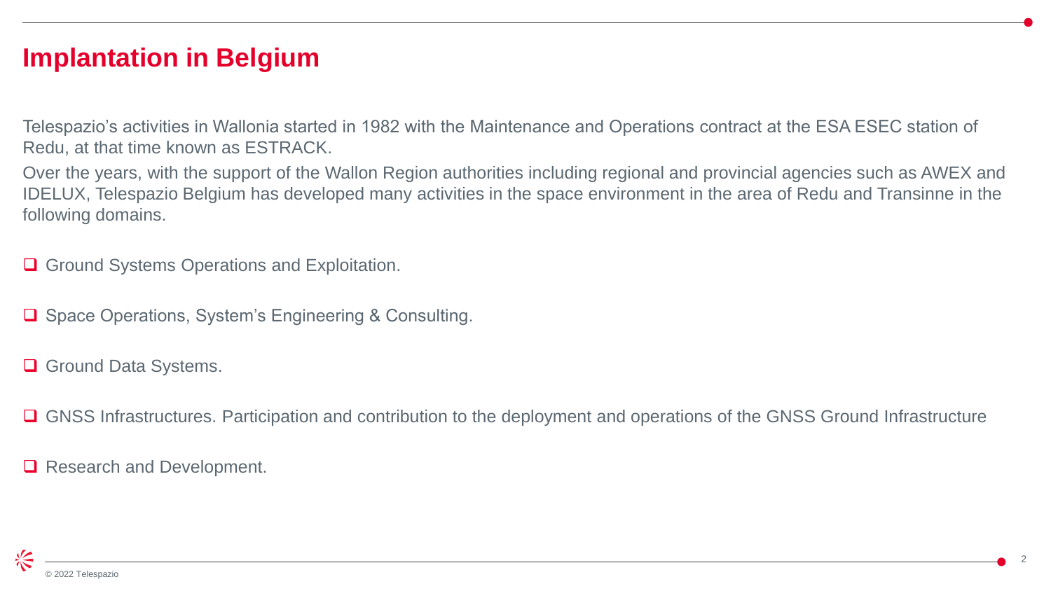# Implantation in Belgium

Telespazio's activities in Wallonia started in 1982 with the Maintenance and Operations contract at the ESA ESEC station of Redu, at that time known as ESTRACK.

Over the years, with the support of the Wallon Region authorities including regional and provincial agencies such as AWEX and IDELUX, Telespazio Belgium has developed many activities in the space environment in the area of Redu and Transinne in the following domains.

- Ground Systems Operations and Exploitation.
- Space Operations, System's Engineering & Consulting.
- Ground Data Systems.
- GNSS Infrastructures. Participation and contribution to the deployment and operations of the GNSS Ground Infrastructure
- Research and Development.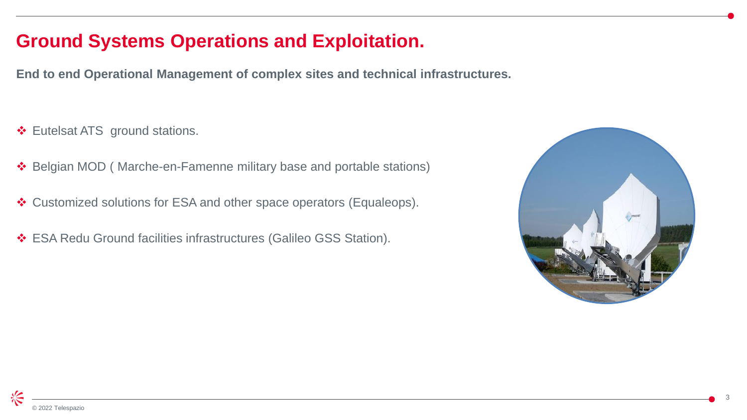# Ground Systems Operations and Exploitation.

**End to end Operational Management of complex sites and technical infrastructures.**

- Eutelsat ATS  ground stations.
- Belgian MOD ( Marche-en-Famenne military base and portable stations)
- Customized solutions for ESA and other space operators (Equaleops).
- ESA Redu Ground facilities infrastructures (Galileo GSS Station).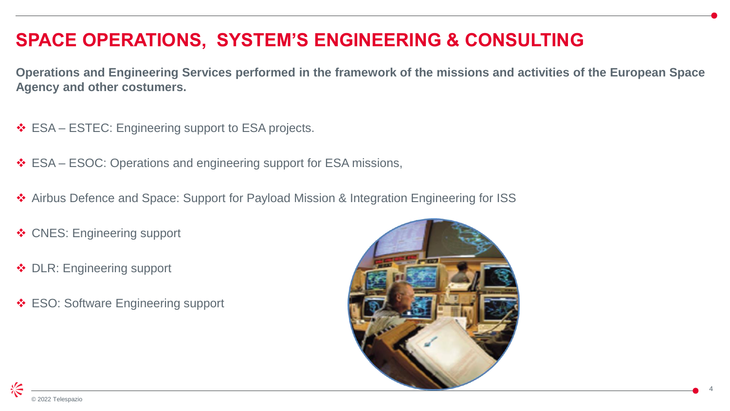# SPACE OPERATIONS, SYSTEM'S ENGINEERING & CONSULTING

**Operations and Engineering Services performed in the framework of the missions and activities of the European Space Agency and other costumers.**

- ESA – ESTEC: Engineering support to ESA projects.
- ESA – ESOC: Operations and engineering support for ESA missions,
- Airbus Defence and Space: Support for Payload Mission & Integration Engineering for ISS
- CNES: Engineering support
- DLR: Engineering support
- ESO: Software Engineering support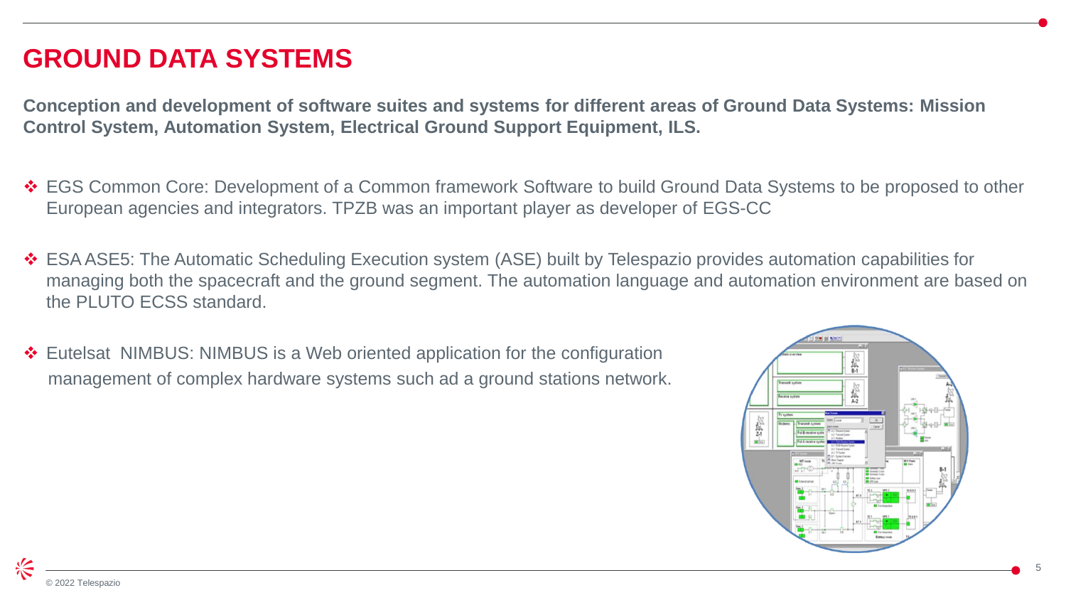# GROUND DATA SYSTEMS

**Conception and development of software suites and systems for different areas of Ground Data Systems: Mission Control System, Automation System, Electrical Ground Support Equipment, ILS.**

- EGS Common Core: Development of a Common framework Software to build Ground Data Systems to be proposed to other European agencies and integrators. TPZB was an important player as developer of EGS-CC
- ESA ASE5: The Automatic Scheduling Execution system (ASE) built by Telespazio provides automation capabilities for managing both the spacecraft and the ground segment. The automation language and automation environment are based on the PLUTO ECSS standard.
- Eutelsat NIMBUS: NIMBUS is a Web oriented application for the configuration management of complex hardware systems such ad a ground stations network.

© 2022 Telespazio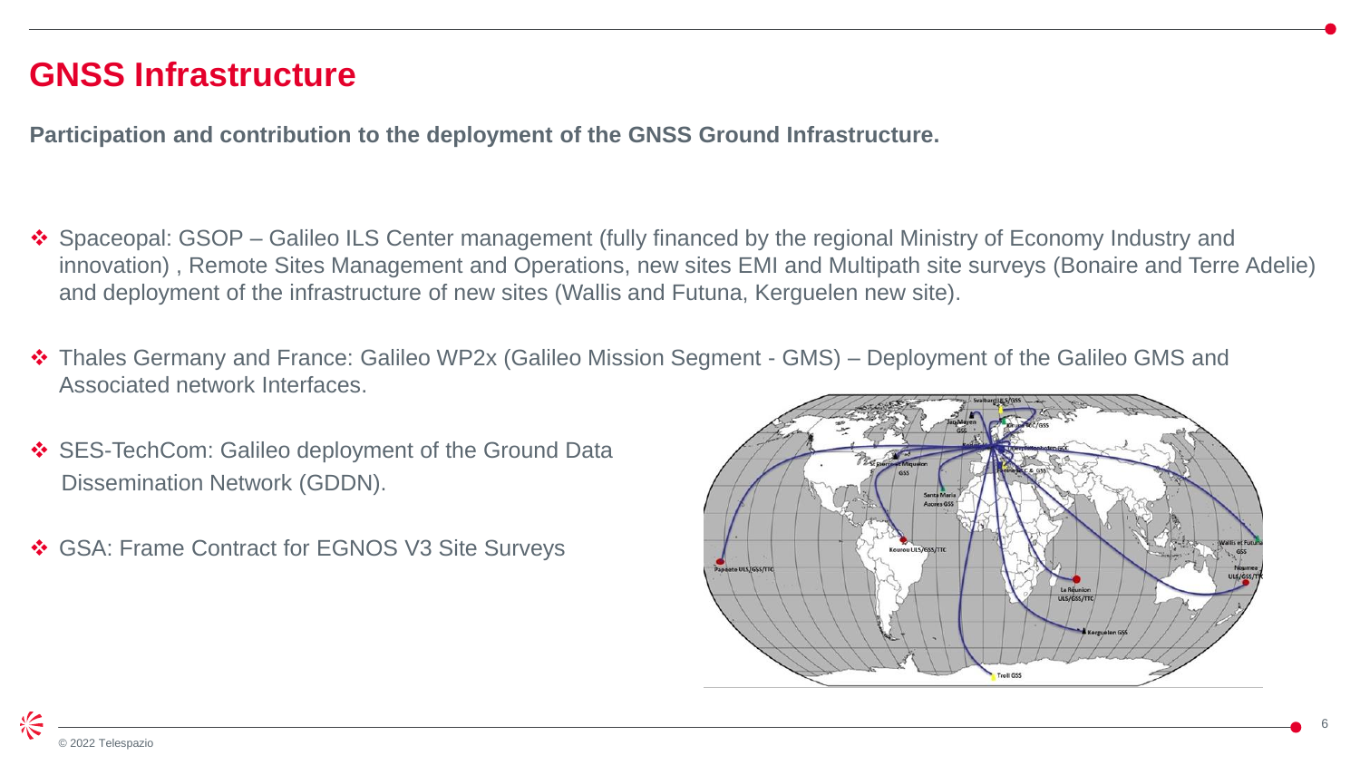# GNSS Infrastructure

**Participation and contribution to the deployment of the GNSS Ground Infrastructure.**

- Spaceopal: GSOP – Galileo ILS Center management (fully financed by the regional Ministry of Economy Industry and innovation) , Remote Sites Management and Operations, new sites EMI and Multipath site surveys (Bonaire and Terre Adelie) and deployment of the infrastructure of new sites (Wallis and Futuna, Kerguelen new site).
- Thales Germany and France: Galileo WP2x (Galileo Mission Segment - GMS) – Deployment of the Galileo GMS and Associated network Interfaces.
- SES-TechCom: Galileo deployment of the Ground Data Dissemination Network (GDDN).
- GSA: Frame Contract for EGNOS V3 Site Surveys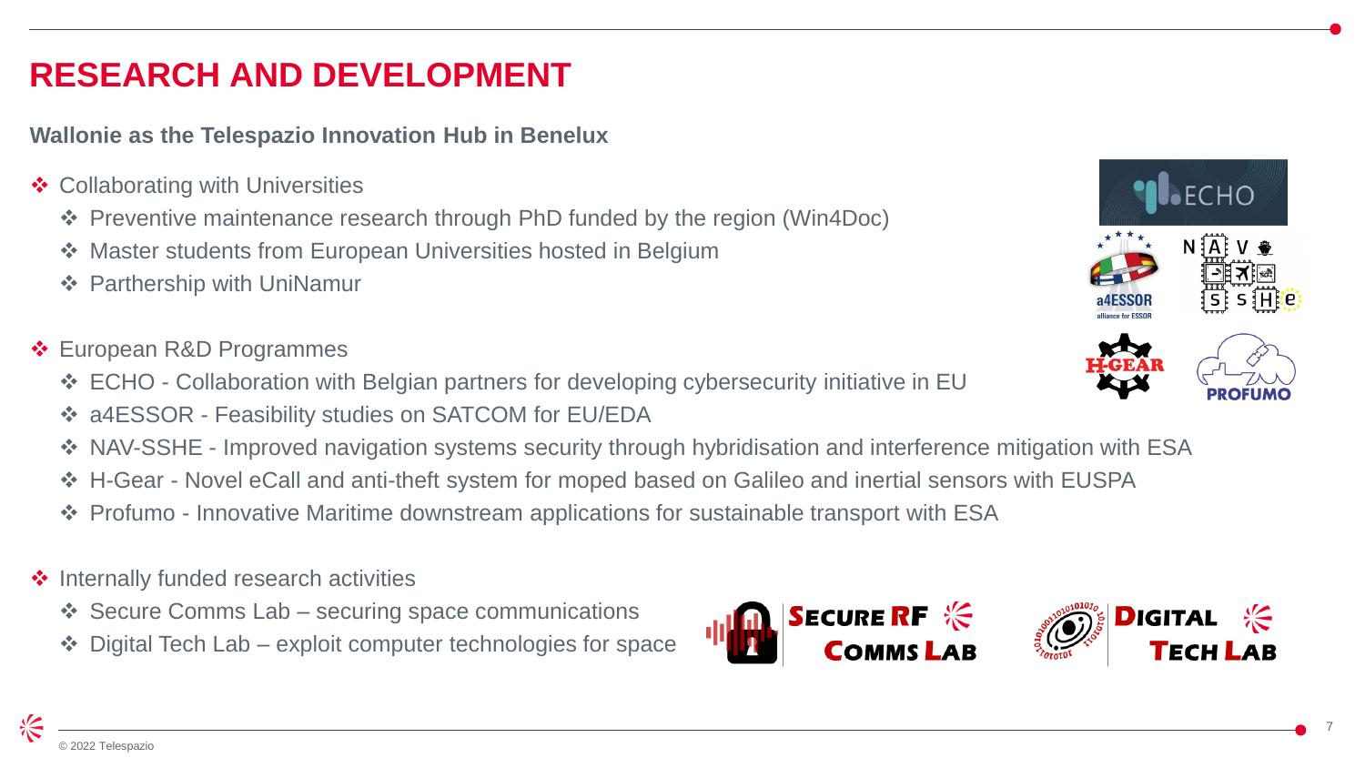# RESEARCH AND DEVELOPMENT

**Wallonie as the Telespazio Innovation Hub in Benelux**

- Collaborating with Universities
  - Preventive maintenance research through PhD funded by the region (Win4Doc)
  - Master students from European Universities hosted in Belgium
  - Parthership with UniNamur
- European R&D Programmes
  - ECHO - Collaboration with Belgian partners for developing cybersecurity initiative in EU
  - a4ESSOR - Feasibility studies on SATCOM for EU/EDA
  - NAV-SSHE - Improved navigation systems security through hybridisation and interference mitigation with ESA
  - H-Gear - Novel eCall and anti-theft system for moped based on Galileo and inertial sensors with EUSPA
  - Profumo - Innovative Maritime downstream applications for sustainable transport with ESA
- Internally funded research activities
  - Secure Comms Lab – securing space communications
  - Digital Tech Lab – exploit computer technologies for space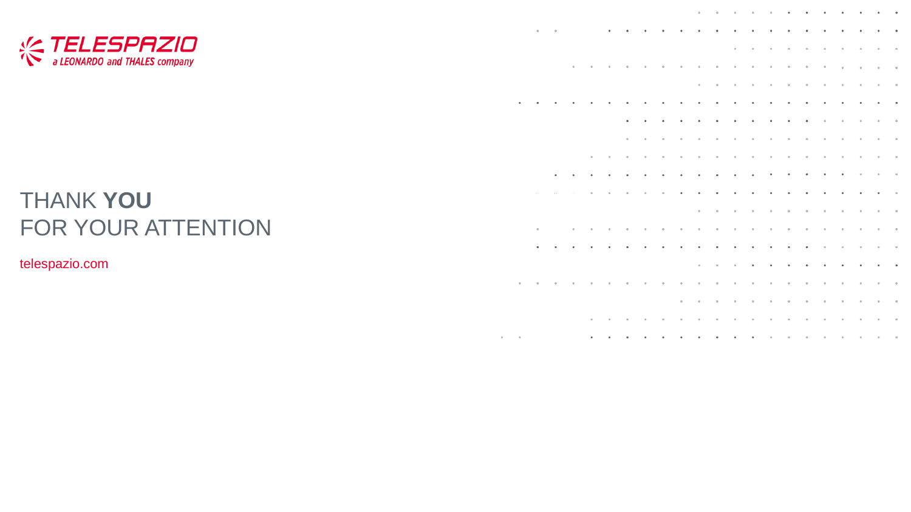TELESPAZIO
a LEONARDO and THALES company

# THANK **YOU**
# FOR YOUR ATTENTION

telespazio.com